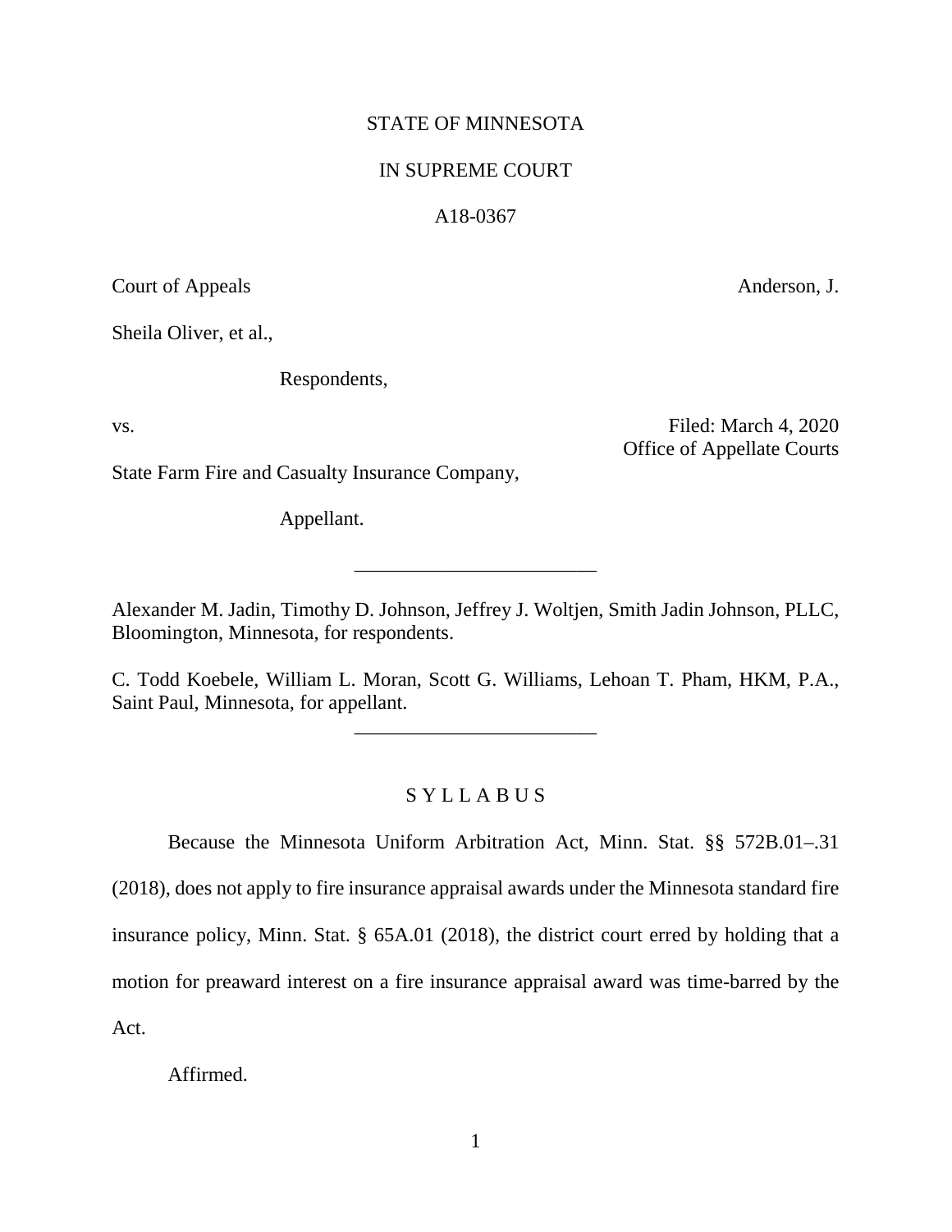STATE OF MINNESOTA

IN SUPREME COURT

A18-0367

Court of Appeals — Anderson, J.

Sheila Oliver, et al.,

Respondents,

vs.

Filed: March 4, 2020
Office of Appellate Courts

State Farm Fire and Casualty Insurance Company,

Appellant.

________________________

Alexander M. Jadin, Timothy D. Johnson, Jeffrey J. Woltjen, Smith Jadin Johnson, PLLC, Bloomington, Minnesota, for respondents.

C. Todd Koebele, William L. Moran, Scott G. Williams, Lehoan T. Pham, HKM, P.A., Saint Paul, Minnesota, for appellant.

________________________

S Y L L A B U S

Because the Minnesota Uniform Arbitration Act, Minn. Stat. §§ 572B.01–.31 (2018), does not apply to fire insurance appraisal awards under the Minnesota standard fire insurance policy, Minn. Stat. § 65A.01 (2018), the district court erred by holding that a motion for preaward interest on a fire insurance appraisal award was time-barred by the Act.

Affirmed.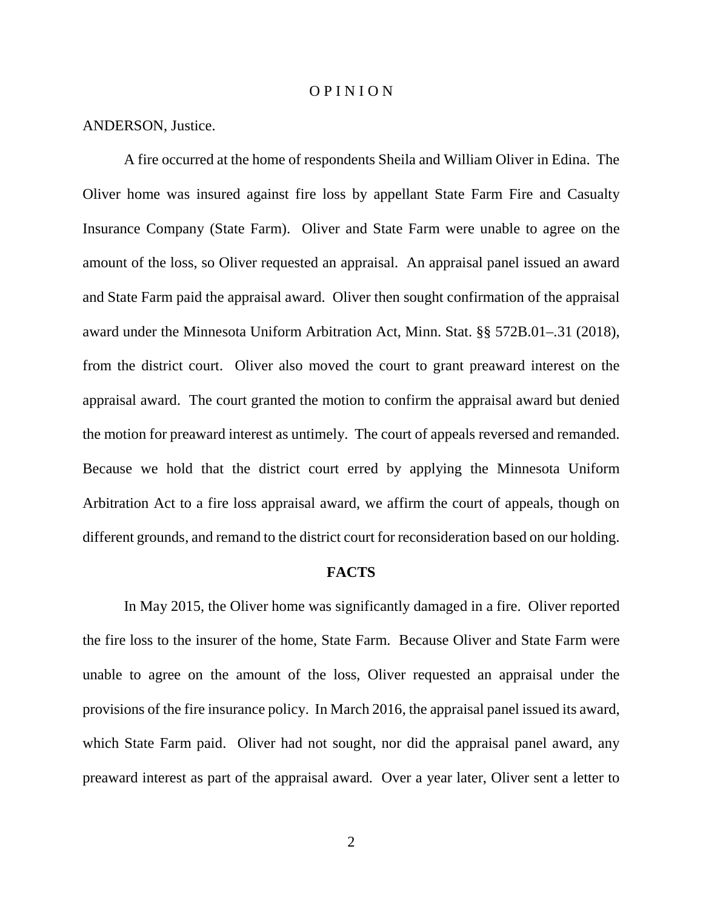# O P I N I O N

ANDERSON, Justice.

A fire occurred at the home of respondents Sheila and William Oliver in Edina. The Oliver home was insured against fire loss by appellant State Farm Fire and Casualty Insurance Company (State Farm). Oliver and State Farm were unable to agree on the amount of the loss, so Oliver requested an appraisal. An appraisal panel issued an award and State Farm paid the appraisal award. Oliver then sought confirmation of the appraisal award under the Minnesota Uniform Arbitration Act, Minn. Stat. §§ 572B.01–.31 (2018), from the district court. Oliver also moved the court to grant preaward interest on the appraisal award. The court granted the motion to confirm the appraisal award but denied the motion for preaward interest as untimely. The court of appeals reversed and remanded. Because we hold that the district court erred by applying the Minnesota Uniform Arbitration Act to a fire loss appraisal award, we affirm the court of appeals, though on different grounds, and remand to the district court for reconsideration based on our holding.

## FACTS

In May 2015, the Oliver home was significantly damaged in a fire. Oliver reported the fire loss to the insurer of the home, State Farm. Because Oliver and State Farm were unable to agree on the amount of the loss, Oliver requested an appraisal under the provisions of the fire insurance policy. In March 2016, the appraisal panel issued its award, which State Farm paid. Oliver had not sought, nor did the appraisal panel award, any preaward interest as part of the appraisal award. Over a year later, Oliver sent a letter to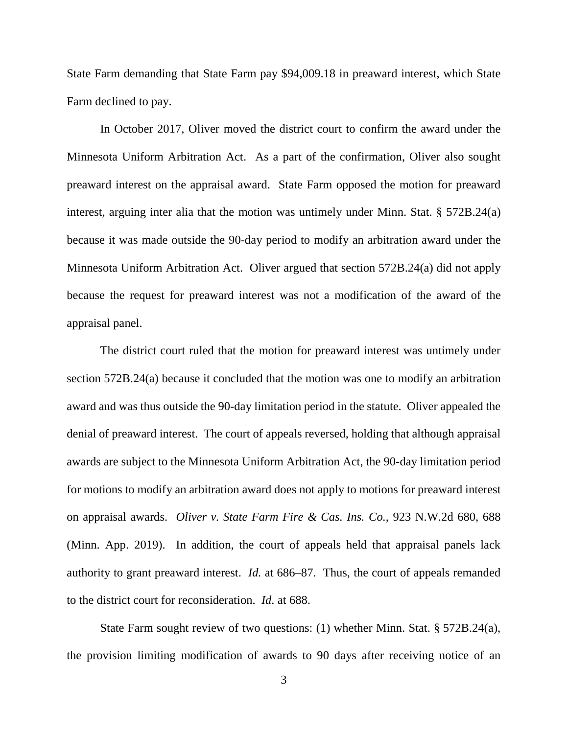State Farm demanding that State Farm pay $94,009.18 in preaward interest, which State Farm declined to pay.

In October 2017, Oliver moved the district court to confirm the award under the Minnesota Uniform Arbitration Act. As a part of the confirmation, Oliver also sought preaward interest on the appraisal award. State Farm opposed the motion for preaward interest, arguing inter alia that the motion was untimely under Minn. Stat. § 572B.24(a) because it was made outside the 90-day period to modify an arbitration award under the Minnesota Uniform Arbitration Act. Oliver argued that section 572B.24(a) did not apply because the request for preaward interest was not a modification of the award of the appraisal panel.

The district court ruled that the motion for preaward interest was untimely under section 572B.24(a) because it concluded that the motion was one to modify an arbitration award and was thus outside the 90-day limitation period in the statute. Oliver appealed the denial of preaward interest. The court of appeals reversed, holding that although appraisal awards are subject to the Minnesota Uniform Arbitration Act, the 90-day limitation period for motions to modify an arbitration award does not apply to motions for preaward interest on appraisal awards. *Oliver v. State Farm Fire & Cas. Ins. Co.*, 923 N.W.2d 680, 688 (Minn. App. 2019). In addition, the court of appeals held that appraisal panels lack authority to grant preaward interest. *Id.* at 686–87. Thus, the court of appeals remanded to the district court for reconsideration. *Id*. at 688.

State Farm sought review of two questions: (1) whether Minn. Stat. § 572B.24(a), the provision limiting modification of awards to 90 days after receiving notice of an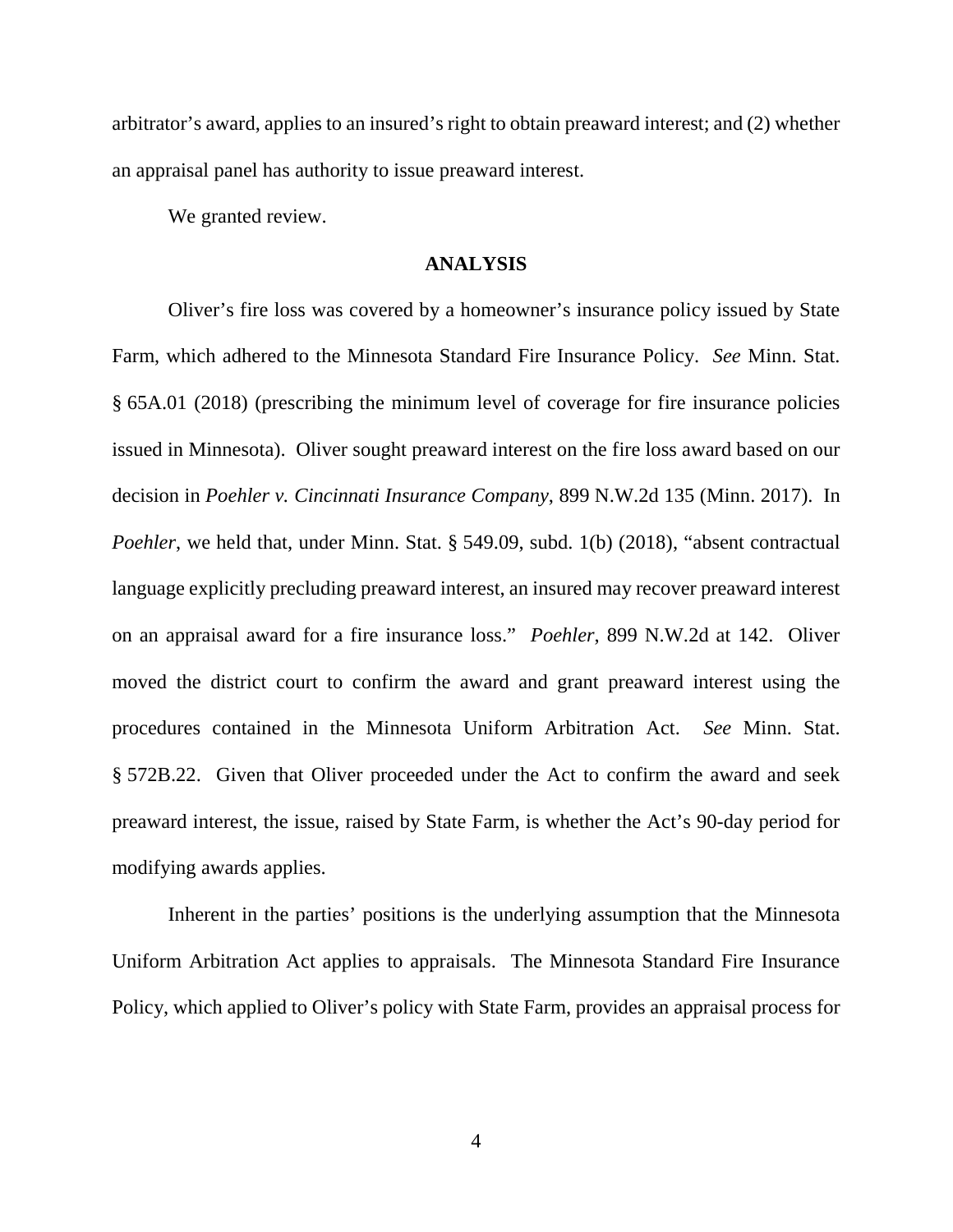arbitrator's award, applies to an insured's right to obtain preaward interest; and (2) whether an appraisal panel has authority to issue preaward interest.

We granted review.

**ANALYSIS**

Oliver's fire loss was covered by a homeowner's insurance policy issued by State Farm, which adhered to the Minnesota Standard Fire Insurance Policy. *See* Minn. Stat. § 65A.01 (2018) (prescribing the minimum level of coverage for fire insurance policies issued in Minnesota). Oliver sought preaward interest on the fire loss award based on our decision in *Poehler v. Cincinnati Insurance Company*, 899 N.W.2d 135 (Minn. 2017). In *Poehler*, we held that, under Minn. Stat. § 549.09, subd. 1(b) (2018), "absent contractual language explicitly precluding preaward interest, an insured may recover preaward interest on an appraisal award for a fire insurance loss." *Poehler*, 899 N.W.2d at 142. Oliver moved the district court to confirm the award and grant preaward interest using the procedures contained in the Minnesota Uniform Arbitration Act. *See* Minn. Stat. § 572B.22. Given that Oliver proceeded under the Act to confirm the award and seek preaward interest, the issue, raised by State Farm, is whether the Act's 90-day period for modifying awards applies.

Inherent in the parties' positions is the underlying assumption that the Minnesota Uniform Arbitration Act applies to appraisals. The Minnesota Standard Fire Insurance Policy, which applied to Oliver's policy with State Farm, provides an appraisal process for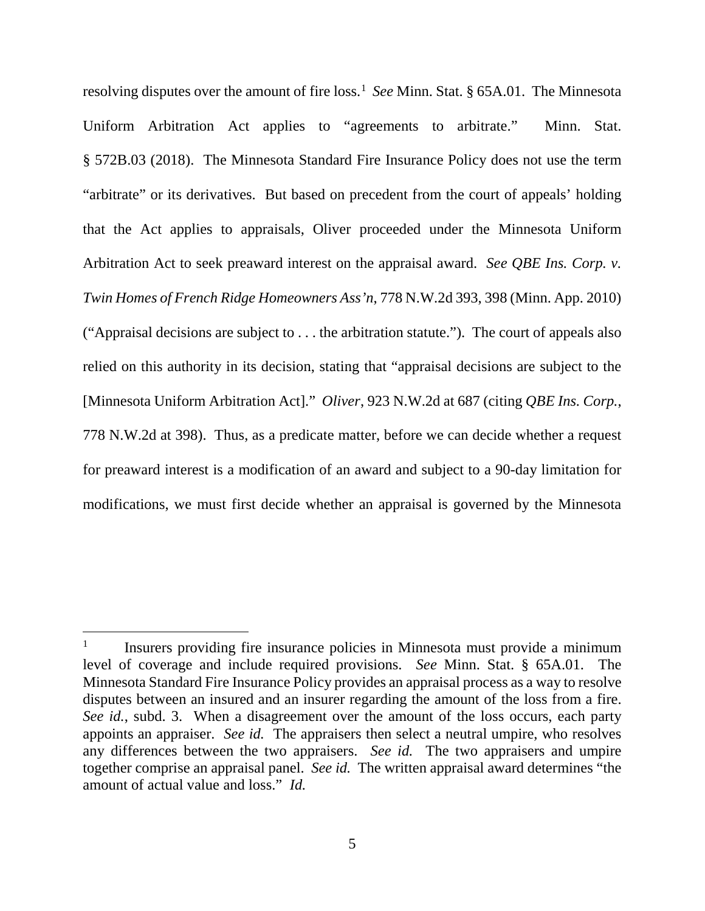resolving disputes over the amount of fire loss.[1] *See* Minn. Stat. § 65A.01. The Minnesota Uniform Arbitration Act applies to "agreements to arbitrate." Minn. Stat. § 572B.03 (2018). The Minnesota Standard Fire Insurance Policy does not use the term "arbitrate" or its derivatives. But based on precedent from the court of appeals' holding that the Act applies to appraisals, Oliver proceeded under the Minnesota Uniform Arbitration Act to seek preaward interest on the appraisal award. *See QBE Ins. Corp. v. Twin Homes of French Ridge Homeowners Ass'n*, 778 N.W.2d 393, 398 (Minn. App. 2010) ("Appraisal decisions are subject to . . . the arbitration statute."). The court of appeals also relied on this authority in its decision, stating that "appraisal decisions are subject to the [Minnesota Uniform Arbitration Act]." *Oliver*, 923 N.W.2d at 687 (citing *QBE Ins. Corp.*, 778 N.W.2d at 398). Thus, as a predicate matter, before we can decide whether a request for preaward interest is a modification of an award and subject to a 90-day limitation for modifications, we must first decide whether an appraisal is governed by the Minnesota

---

[1] Insurers providing fire insurance policies in Minnesota must provide a minimum level of coverage and include required provisions. *See* Minn. Stat. § 65A.01. The Minnesota Standard Fire Insurance Policy provides an appraisal process as a way to resolve disputes between an insured and an insurer regarding the amount of the loss from a fire. *See id.*, subd. 3. When a disagreement over the amount of the loss occurs, each party appoints an appraiser. *See id.* The appraisers then select a neutral umpire, who resolves any differences between the two appraisers. *See id.* The two appraisers and umpire together comprise an appraisal panel. *See id.* The written appraisal award determines "the amount of actual value and loss." *Id.*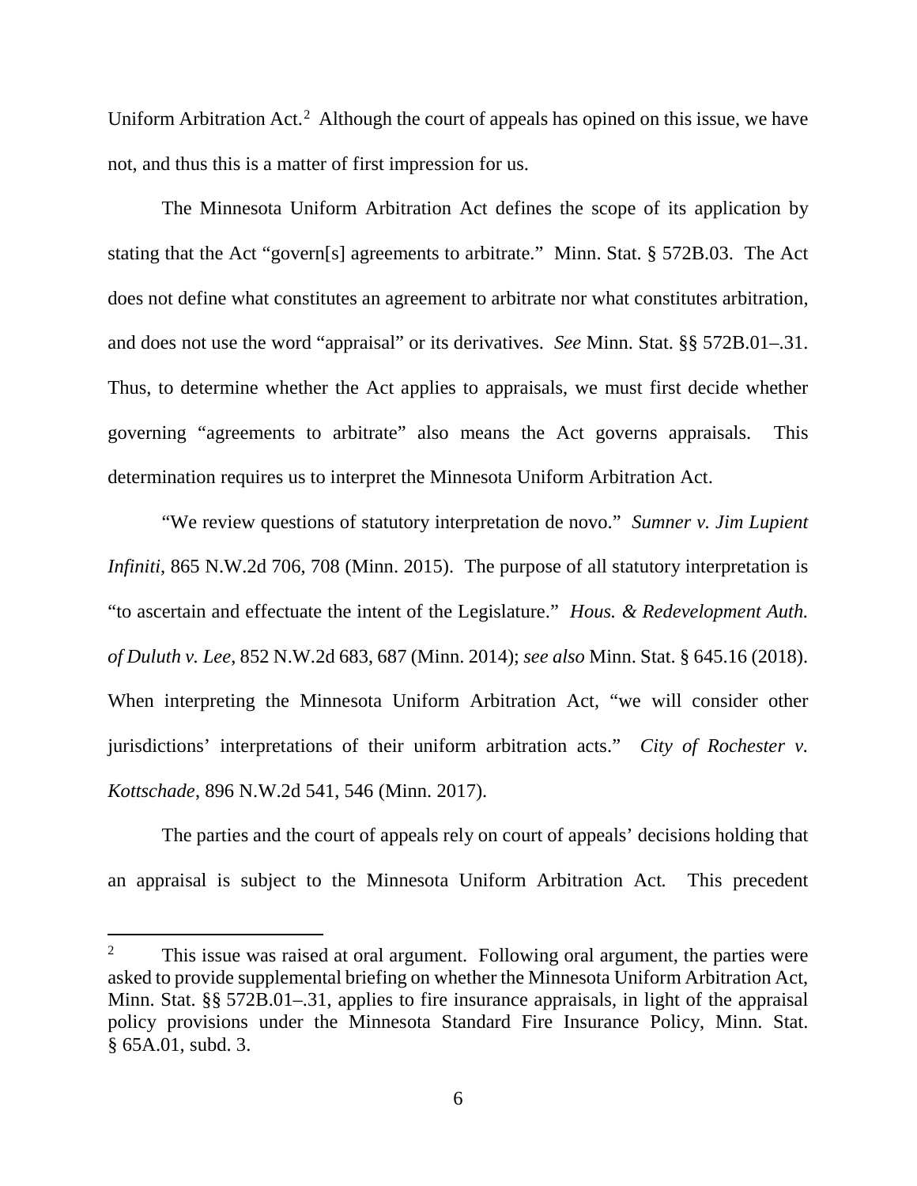Uniform Arbitration Act.[2] Although the court of appeals has opined on this issue, we have not, and thus this is a matter of first impression for us.

The Minnesota Uniform Arbitration Act defines the scope of its application by stating that the Act "govern[s] agreements to arbitrate." Minn. Stat. § 572B.03. The Act does not define what constitutes an agreement to arbitrate nor what constitutes arbitration, and does not use the word "appraisal" or its derivatives. *See* Minn. Stat. §§ 572B.01–.31. Thus, to determine whether the Act applies to appraisals, we must first decide whether governing "agreements to arbitrate" also means the Act governs appraisals. This determination requires us to interpret the Minnesota Uniform Arbitration Act.

"We review questions of statutory interpretation de novo." *Sumner v. Jim Lupient Infiniti*, 865 N.W.2d 706, 708 (Minn. 2015). The purpose of all statutory interpretation is "to ascertain and effectuate the intent of the Legislature." *Hous. & Redevelopment Auth. of Duluth v. Lee*, 852 N.W.2d 683, 687 (Minn. 2014); *see also* Minn. Stat. § 645.16 (2018). When interpreting the Minnesota Uniform Arbitration Act, "we will consider other jurisdictions' interpretations of their uniform arbitration acts." *City of Rochester v. Kottschade*, 896 N.W.2d 541, 546 (Minn. 2017).

The parties and the court of appeals rely on court of appeals' decisions holding that an appraisal is subject to the Minnesota Uniform Arbitration Act. This precedent

[2] This issue was raised at oral argument. Following oral argument, the parties were asked to provide supplemental briefing on whether the Minnesota Uniform Arbitration Act, Minn. Stat. §§ 572B.01–.31, applies to fire insurance appraisals, in light of the appraisal policy provisions under the Minnesota Standard Fire Insurance Policy, Minn. Stat. § 65A.01, subd. 3.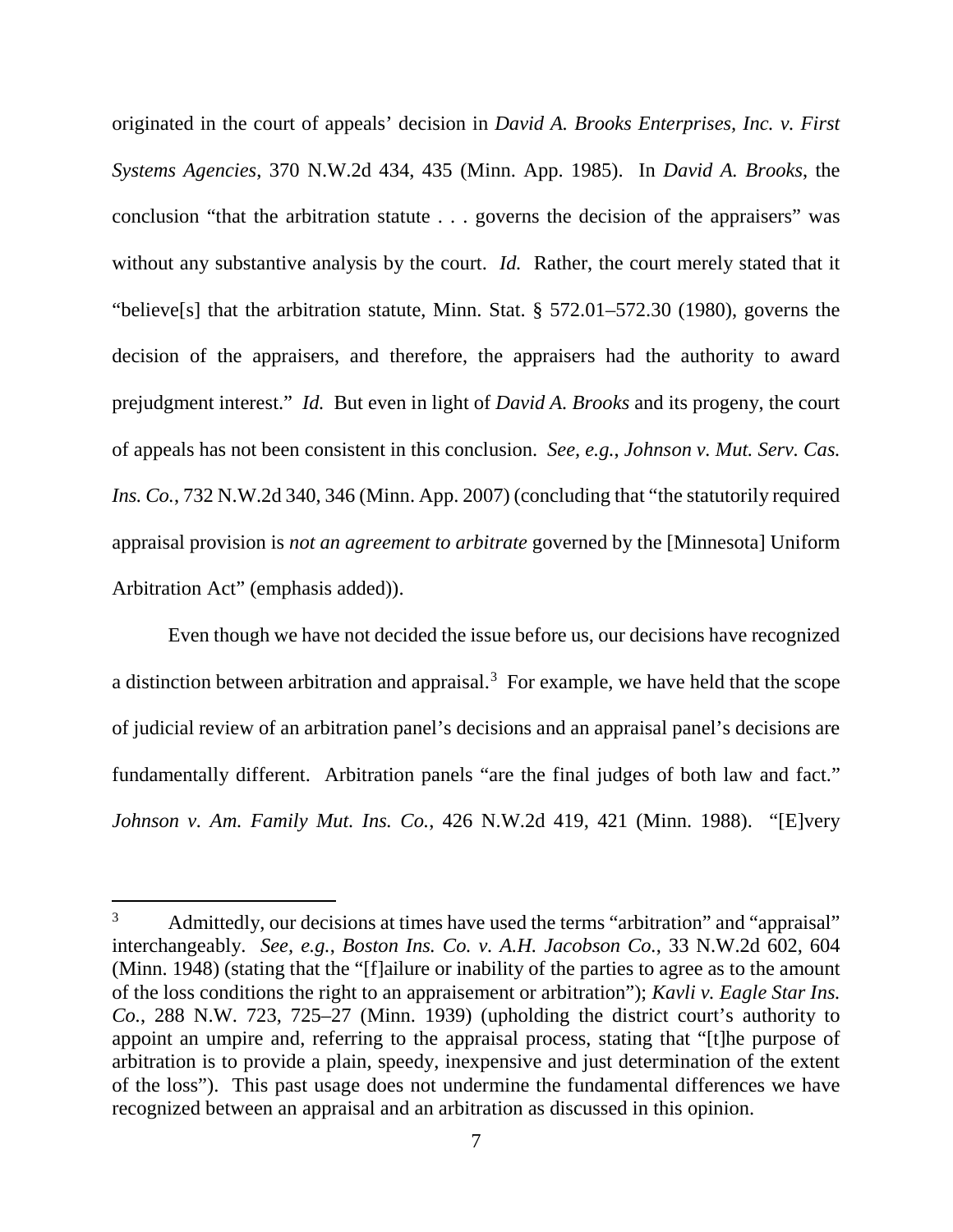originated in the court of appeals' decision in *David A. Brooks Enterprises, Inc. v. First Systems Agencies*, 370 N.W.2d 434, 435 (Minn. App. 1985). In *David A. Brooks*, the conclusion "that the arbitration statute . . . governs the decision of the appraisers" was without any substantive analysis by the court. *Id.* Rather, the court merely stated that it "believe[s] that the arbitration statute, Minn. Stat. § 572.01–572.30 (1980), governs the decision of the appraisers, and therefore, the appraisers had the authority to award prejudgment interest." *Id.* But even in light of *David A. Brooks* and its progeny, the court of appeals has not been consistent in this conclusion. *See, e.g.*, *Johnson v. Mut. Serv. Cas. Ins. Co.*, 732 N.W.2d 340, 346 (Minn. App. 2007) (concluding that "the statutorily required appraisal provision is *not an agreement to arbitrate* governed by the [Minnesota] Uniform Arbitration Act" (emphasis added)).

Even though we have not decided the issue before us, our decisions have recognized a distinction between arbitration and appraisal.[3] For example, we have held that the scope of judicial review of an arbitration panel's decisions and an appraisal panel's decisions are fundamentally different. Arbitration panels "are the final judges of both law and fact." *Johnson v. Am. Family Mut. Ins. Co.*, 426 N.W.2d 419, 421 (Minn. 1988). "[E]very

---

[3] Admittedly, our decisions at times have used the terms "arbitration" and "appraisal" interchangeably. *See, e.g.*, *Boston Ins. Co. v. A.H. Jacobson Co.*, 33 N.W.2d 602, 604 (Minn. 1948) (stating that the "[f]ailure or inability of the parties to agree as to the amount of the loss conditions the right to an appraisement or arbitration"); *Kavli v. Eagle Star Ins. Co.*, 288 N.W. 723, 725–27 (Minn. 1939) (upholding the district court's authority to appoint an umpire and, referring to the appraisal process, stating that "[t]he purpose of arbitration is to provide a plain, speedy, inexpensive and just determination of the extent of the loss"). This past usage does not undermine the fundamental differences we have recognized between an appraisal and an arbitration as discussed in this opinion.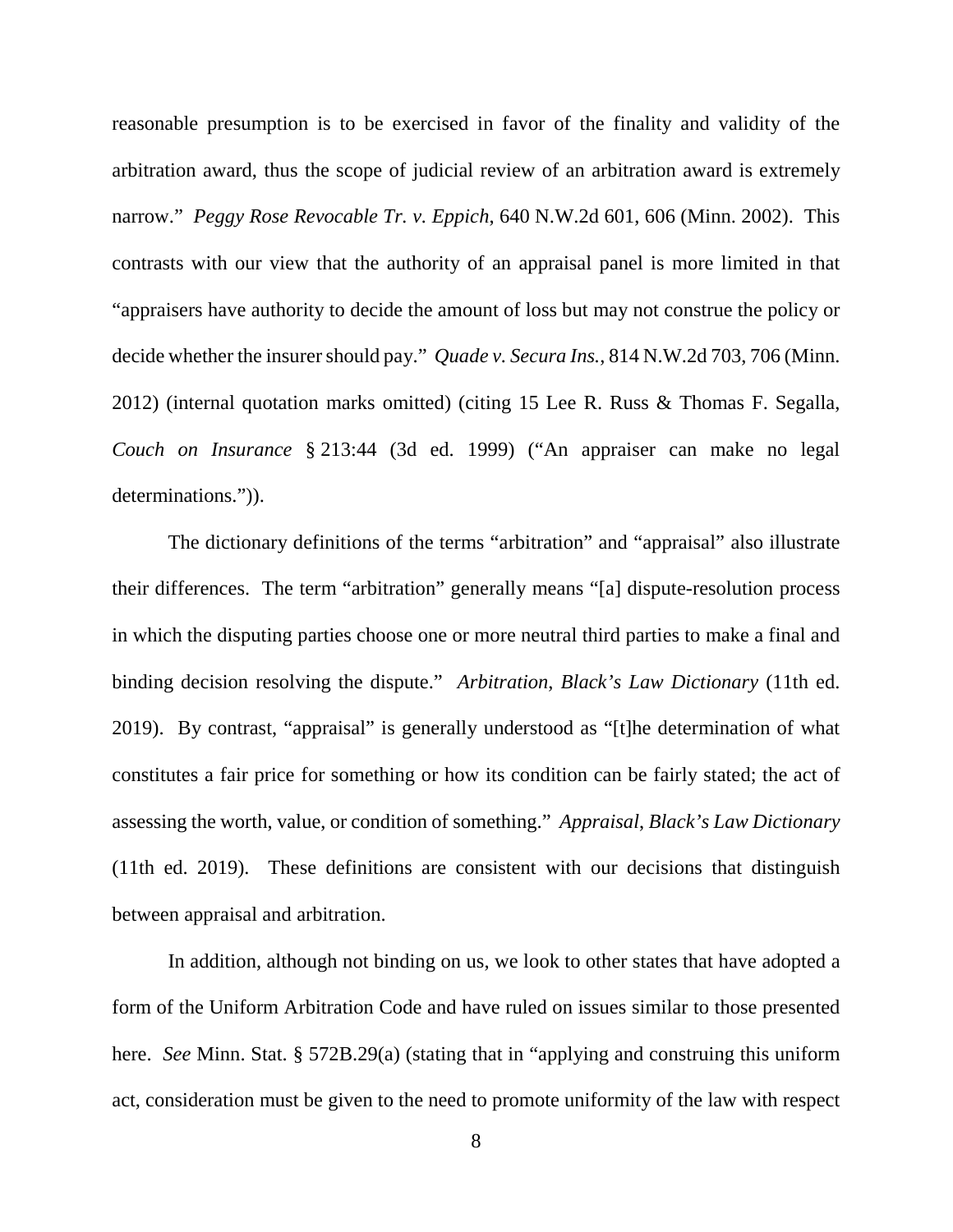reasonable presumption is to be exercised in favor of the finality and validity of the arbitration award, thus the scope of judicial review of an arbitration award is extremely narrow." *Peggy Rose Revocable Tr. v. Eppich*, 640 N.W.2d 601, 606 (Minn. 2002). This contrasts with our view that the authority of an appraisal panel is more limited in that "appraisers have authority to decide the amount of loss but may not construe the policy or decide whether the insurer should pay." *Quade v. Secura Ins.*, 814 N.W.2d 703, 706 (Minn. 2012) (internal quotation marks omitted) (citing 15 Lee R. Russ & Thomas F. Segalla, *Couch on Insurance* § 213:44 (3d ed. 1999) ("An appraiser can make no legal determinations.")).

The dictionary definitions of the terms "arbitration" and "appraisal" also illustrate their differences. The term "arbitration" generally means "[a] dispute-resolution process in which the disputing parties choose one or more neutral third parties to make a final and binding decision resolving the dispute." *Arbitration*, *Black's Law Dictionary* (11th ed. 2019). By contrast, "appraisal" is generally understood as "[t]he determination of what constitutes a fair price for something or how its condition can be fairly stated; the act of assessing the worth, value, or condition of something." *Appraisal*, *Black's Law Dictionary* (11th ed. 2019). These definitions are consistent with our decisions that distinguish between appraisal and arbitration.

In addition, although not binding on us, we look to other states that have adopted a form of the Uniform Arbitration Code and have ruled on issues similar to those presented here. *See* Minn. Stat. § 572B.29(a) (stating that in "applying and construing this uniform act, consideration must be given to the need to promote uniformity of the law with respect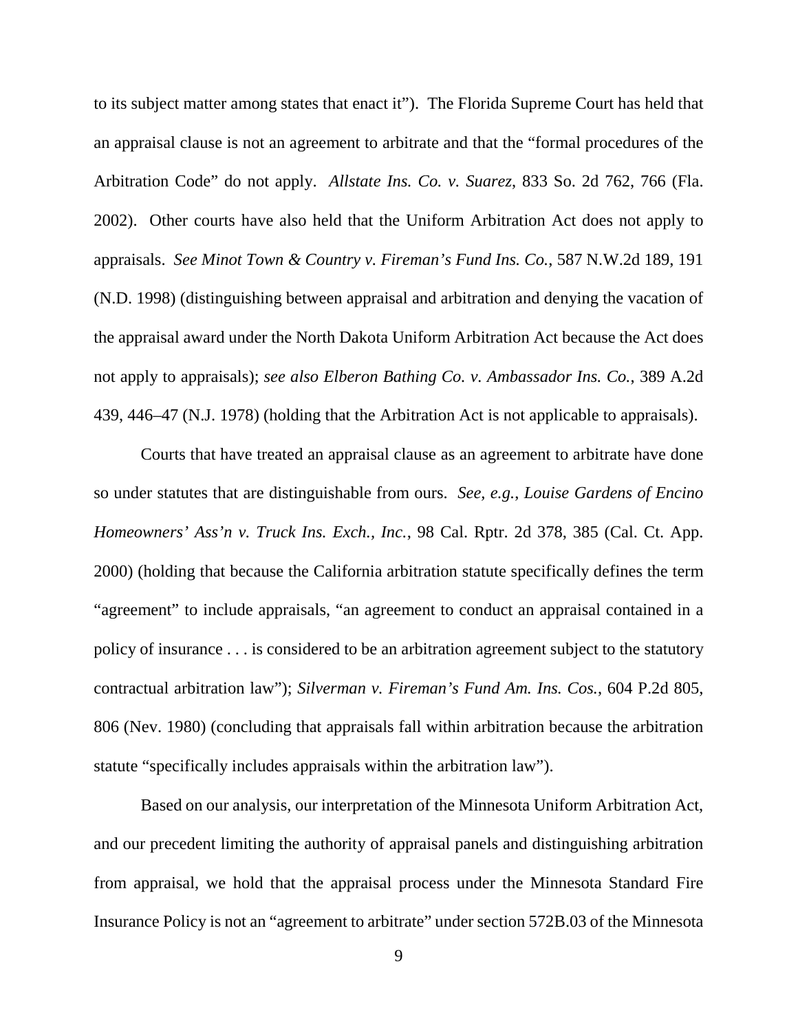to its subject matter among states that enact it"). The Florida Supreme Court has held that an appraisal clause is not an agreement to arbitrate and that the "formal procedures of the Arbitration Code" do not apply. *Allstate Ins. Co. v. Suarez*, 833 So. 2d 762, 766 (Fla. 2002). Other courts have also held that the Uniform Arbitration Act does not apply to appraisals. *See Minot Town & Country v. Fireman's Fund Ins. Co.*, 587 N.W.2d 189, 191 (N.D. 1998) (distinguishing between appraisal and arbitration and denying the vacation of the appraisal award under the North Dakota Uniform Arbitration Act because the Act does not apply to appraisals); *see also Elberon Bathing Co. v. Ambassador Ins. Co.*, 389 A.2d 439, 446–47 (N.J. 1978) (holding that the Arbitration Act is not applicable to appraisals).

Courts that have treated an appraisal clause as an agreement to arbitrate have done so under statutes that are distinguishable from ours. *See, e.g.*, *Louise Gardens of Encino Homeowners' Ass'n v. Truck Ins. Exch., Inc.*, 98 Cal. Rptr. 2d 378, 385 (Cal. Ct. App. 2000) (holding that because the California arbitration statute specifically defines the term "agreement" to include appraisals, "an agreement to conduct an appraisal contained in a policy of insurance . . . is considered to be an arbitration agreement subject to the statutory contractual arbitration law"); *Silverman v. Fireman's Fund Am. Ins. Cos.*, 604 P.2d 805, 806 (Nev. 1980) (concluding that appraisals fall within arbitration because the arbitration statute "specifically includes appraisals within the arbitration law").

Based on our analysis, our interpretation of the Minnesota Uniform Arbitration Act, and our precedent limiting the authority of appraisal panels and distinguishing arbitration from appraisal, we hold that the appraisal process under the Minnesota Standard Fire Insurance Policy is not an "agreement to arbitrate" under section 572B.03 of the Minnesota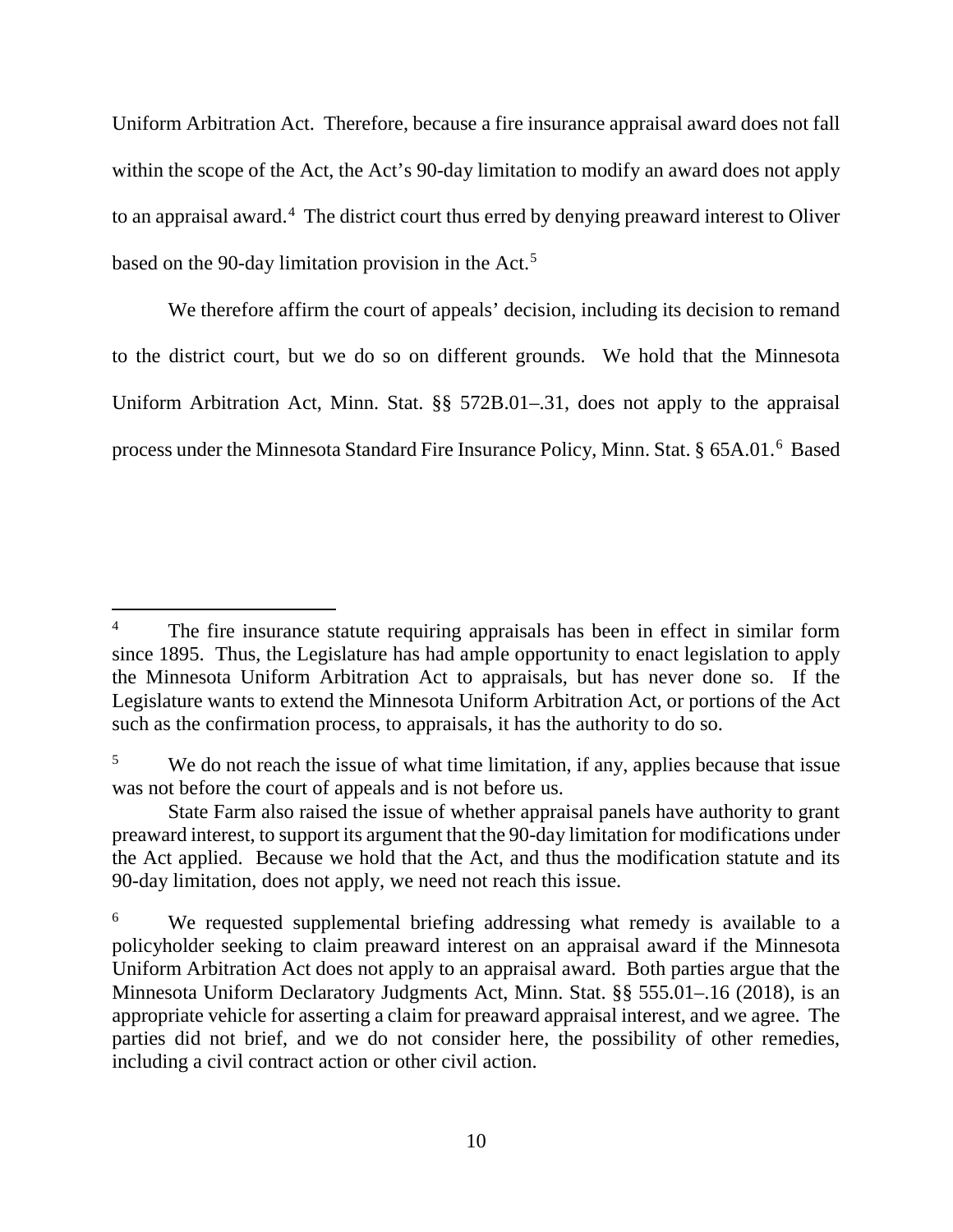Uniform Arbitration Act. Therefore, because a fire insurance appraisal award does not fall within the scope of the Act, the Act's 90-day limitation to modify an award does not apply to an appraisal award.[4] The district court thus erred by denying preaward interest to Oliver based on the 90-day limitation provision in the Act.[5]

We therefore affirm the court of appeals' decision, including its decision to remand to the district court, but we do so on different grounds. We hold that the Minnesota Uniform Arbitration Act, Minn. Stat. §§ 572B.01–.31, does not apply to the appraisal process under the Minnesota Standard Fire Insurance Policy, Minn. Stat. § 65A.01.[6] Based

---

[4] The fire insurance statute requiring appraisals has been in effect in similar form since 1895. Thus, the Legislature has had ample opportunity to enact legislation to apply the Minnesota Uniform Arbitration Act to appraisals, but has never done so. If the Legislature wants to extend the Minnesota Uniform Arbitration Act, or portions of the Act such as the confirmation process, to appraisals, it has the authority to do so.

[5] We do not reach the issue of what time limitation, if any, applies because that issue was not before the court of appeals and is not before us.

State Farm also raised the issue of whether appraisal panels have authority to grant preaward interest, to support its argument that the 90-day limitation for modifications under the Act applied. Because we hold that the Act, and thus the modification statute and its 90-day limitation, does not apply, we need not reach this issue.

[6] We requested supplemental briefing addressing what remedy is available to a policyholder seeking to claim preaward interest on an appraisal award if the Minnesota Uniform Arbitration Act does not apply to an appraisal award. Both parties argue that the Minnesota Uniform Declaratory Judgments Act, Minn. Stat. §§ 555.01–.16 (2018), is an appropriate vehicle for asserting a claim for preaward appraisal interest, and we agree. The parties did not brief, and we do not consider here, the possibility of other remedies, including a civil contract action or other civil action.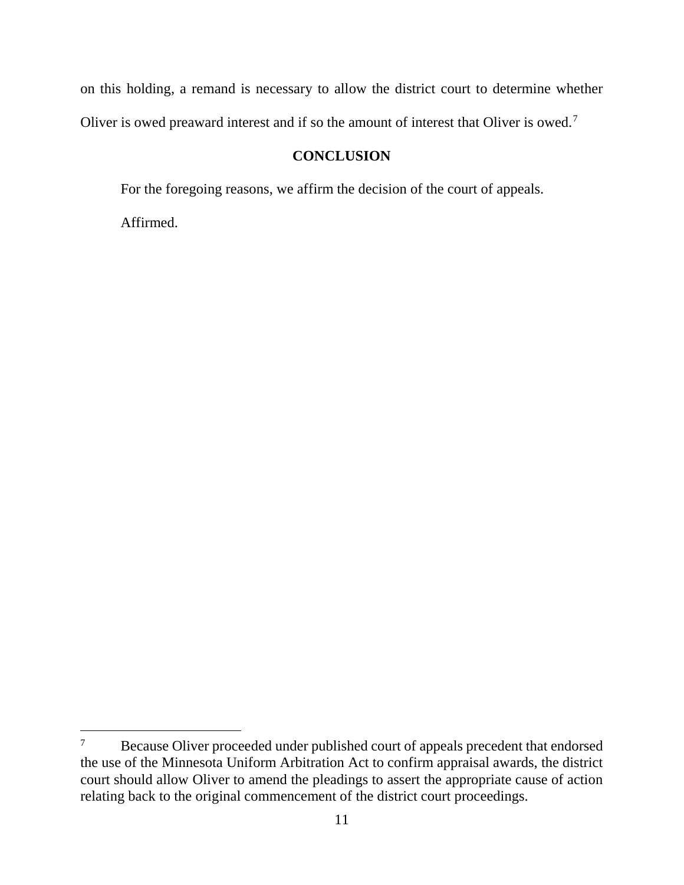on this holding, a remand is necessary to allow the district court to determine whether Oliver is owed preaward interest and if so the amount of interest that Oliver is owed.[7]

## CONCLUSION

For the foregoing reasons, we affirm the decision of the court of appeals.

Affirmed.

[7] Because Oliver proceeded under published court of appeals precedent that endorsed the use of the Minnesota Uniform Arbitration Act to confirm appraisal awards, the district court should allow Oliver to amend the pleadings to assert the appropriate cause of action relating back to the original commencement of the district court proceedings.